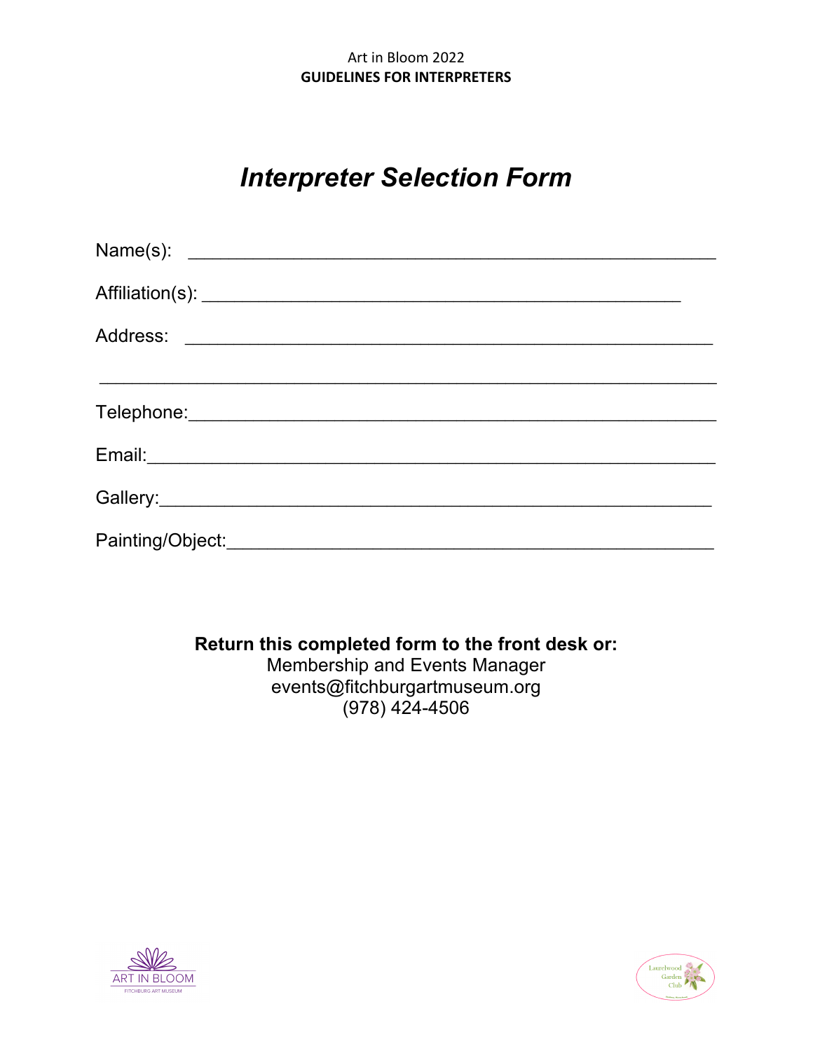Art in Bloom 2022
**GUIDELINES FOR INTERPRETERS**

# *Interpreter Selection Form*

Name(s): ___________________________________________________

Affiliation(s): ______________________________________________

Address: ____________________________________________________

_____________________________________________________________

Telephone:___________________________________________________

Email:_______________________________________________________

Gallery:_____________________________________________________

Painting/Object:_____________________________________________

**Return this completed form to the front desk or:**
Membership and Events Manager
events@fitchburgartmuseum.org
(978) 424-4506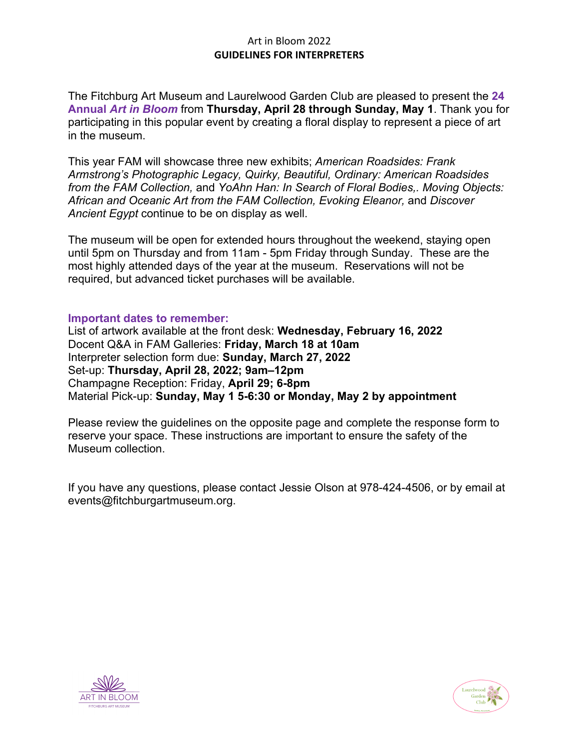Art in Bloom 2022

**GUIDELINES FOR INTERPRETERS**

The Fitchburg Art Museum and Laurelwood Garden Club are pleased to present the **24 Annual *Art in Bloom*** from **Thursday, April 28 through Sunday, May 1**. Thank you for participating in this popular event by creating a floral display to represent a piece of art in the museum.

This year FAM will showcase three new exhibits; *American Roadsides: Frank Armstrong's Photographic Legacy, Quirky, Beautiful, Ordinary: American Roadsides from the FAM Collection,* and *YoAhn Han: In Search of Floral Bodies,. Moving Objects: African and Oceanic Art from the FAM Collection, Evoking Eleanor,* and *Discover Ancient Egypt* continue to be on display as well.

The museum will be open for extended hours throughout the weekend, staying open until 5pm on Thursday and from 11am - 5pm Friday through Sunday. These are the most highly attended days of the year at the museum. Reservations will not be required, but advanced ticket purchases will be available.

**Important dates to remember:**

List of artwork available at the front desk: **Wednesday, February 16, 2022**
Docent Q&A in FAM Galleries: **Friday, March 18 at 10am**
Interpreter selection form due: **Sunday, March 27, 2022**
Set-up: **Thursday, April 28, 2022; 9am–12pm**
Champagne Reception: Friday, **April 29; 6-8pm**
Material Pick-up: **Sunday, May 1 5-6:30 or Monday, May 2 by appointment**

Please review the guidelines on the opposite page and complete the response form to reserve your space. These instructions are important to ensure the safety of the Museum collection.

If you have any questions, please contact Jessie Olson at 978-424-4506, or by email at events@fitchburgartmuseum.org.

ART IN BLOOM
FITCHBURG ART MUSEUM

Laurelwood Garden Club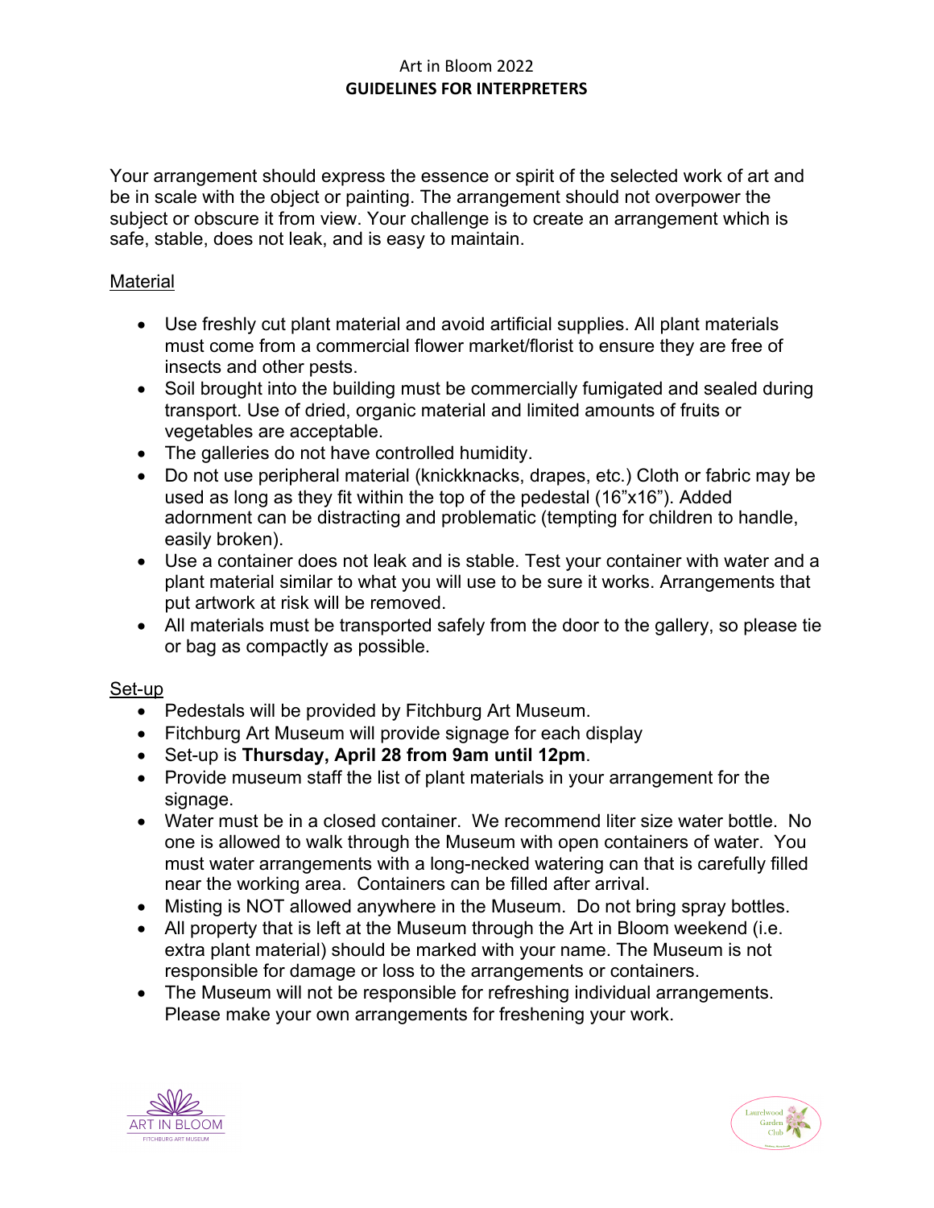Art in Bloom 2022

**GUIDELINES FOR INTERPRETERS**

Your arrangement should express the essence or spirit of the selected work of art and be in scale with the object or painting. The arrangement should not overpower the subject or obscure it from view. Your challenge is to create an arrangement which is safe, stable, does not leak, and is easy to maintain.

## Material

- Use freshly cut plant material and avoid artificial supplies. All plant materials must come from a commercial flower market/florist to ensure they are free of insects and other pests.
- Soil brought into the building must be commercially fumigated and sealed during transport. Use of dried, organic material and limited amounts of fruits or vegetables are acceptable.
- The galleries do not have controlled humidity.
- Do not use peripheral material (knickknacks, drapes, etc.) Cloth or fabric may be used as long as they fit within the top of the pedestal (16"x16"). Added adornment can be distracting and problematic (tempting for children to handle, easily broken).
- Use a container does not leak and is stable. Test your container with water and a plant material similar to what you will use to be sure it works. Arrangements that put artwork at risk will be removed.
- All materials must be transported safely from the door to the gallery, so please tie or bag as compactly as possible.

## Set-up

- Pedestals will be provided by Fitchburg Art Museum.
- Fitchburg Art Museum will provide signage for each display
- Set-up is **Thursday, April 28 from 9am until 12pm**.
- Provide museum staff the list of plant materials in your arrangement for the signage.
- Water must be in a closed container. We recommend liter size water bottle. No one is allowed to walk through the Museum with open containers of water. You must water arrangements with a long-necked watering can that is carefully filled near the working area. Containers can be filled after arrival.
- Misting is NOT allowed anywhere in the Museum. Do not bring spray bottles.
- All property that is left at the Museum through the Art in Bloom weekend (i.e. extra plant material) should be marked with your name. The Museum is not responsible for damage or loss to the arrangements or containers.
- The Museum will not be responsible for refreshing individual arrangements. Please make your own arrangements for freshening your work.

ART IN BLOOM
FITCHBURG ART MUSEUM

Laurelwood Garden Club